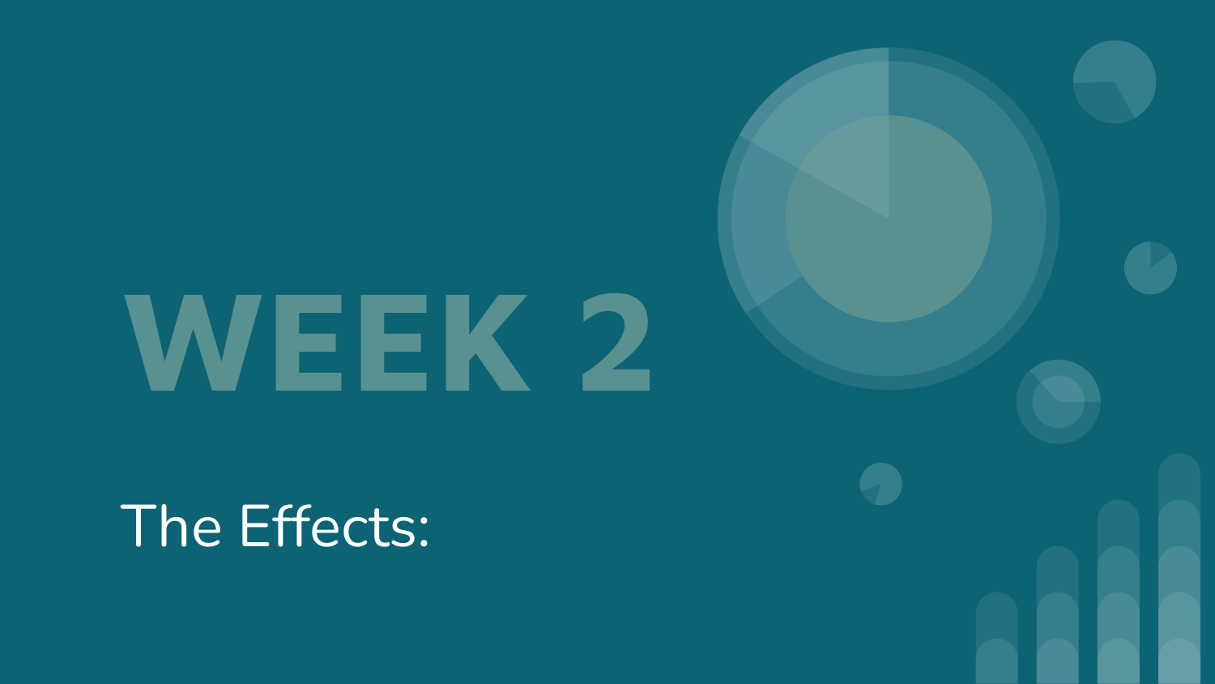# WEEK 2

The Effects: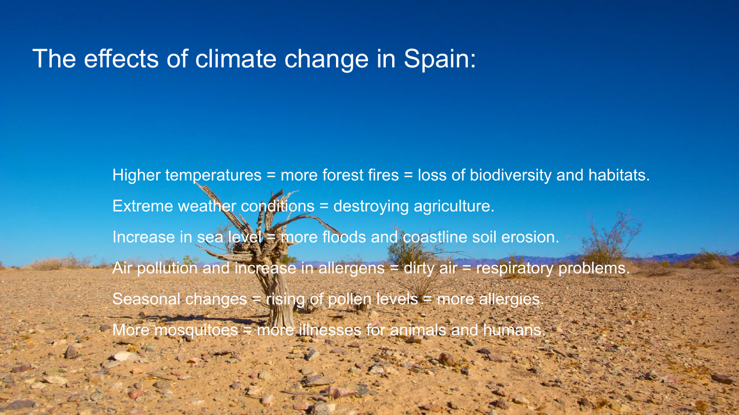# The effects of climate change in Spain:

Higher temperatures = more forest fires = loss of biodiversity and habitats.

Extreme weather conditions = destroying agriculture.

Increase in sea level = more floods and coastline soil erosion.

Air pollution and increase in allergens = dirty air = respiratory problems.

Seasonal changes = rising of pollen levels = more allergies.

More mosquitoes = more illnesses for animals and humans.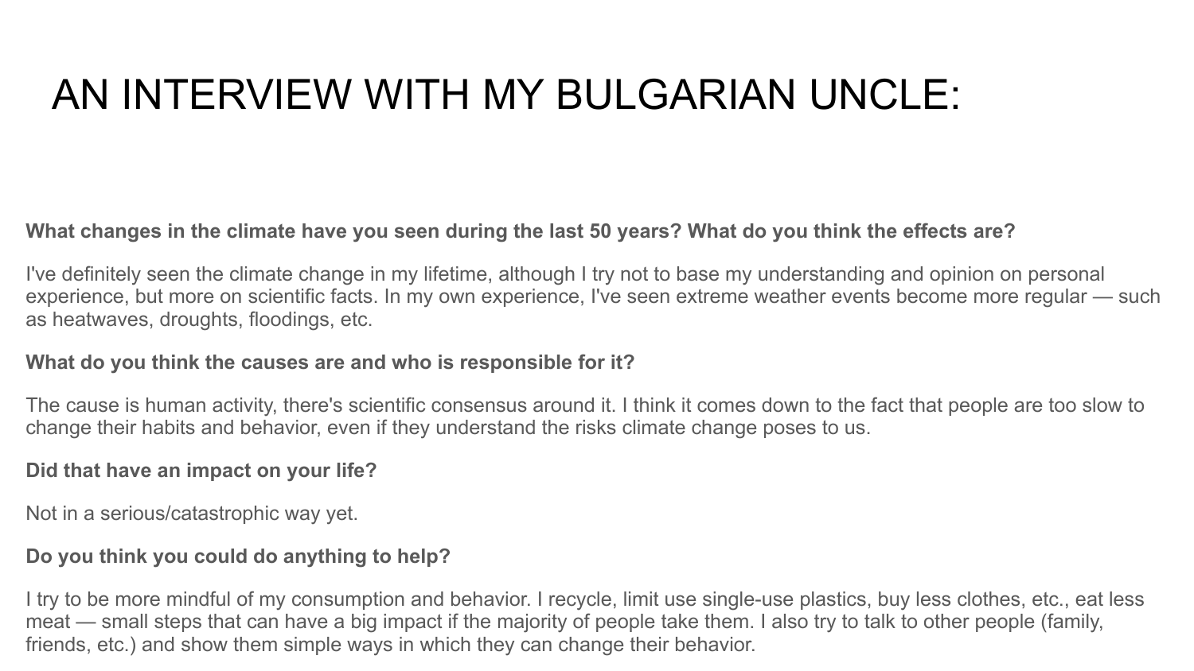# AN INTERVIEW WITH MY BULGARIAN UNCLE:

**What changes in the climate have you seen during the last 50 years? What do you think the effects are?**

I've definitely seen the climate change in my lifetime, although I try not to base my understanding and opinion on personal experience, but more on scientific facts. In my own experience, I've seen extreme weather events become more regular — such as heatwaves, droughts, floodings, etc.

**What do you think the causes are and who is responsible for it?**

The cause is human activity, there's scientific consensus around it. I think it comes down to the fact that people are too slow to change their habits and behavior, even if they understand the risks climate change poses to us.

**Did that have an impact on your life?**

Not in a serious/catastrophic way yet.

**Do you think you could do anything to help?**

I try to be more mindful of my consumption and behavior. I recycle, limit use single-use plastics, buy less clothes, etc., eat less meat — small steps that can have a big impact if the majority of people take them. I also try to talk to other people (family, friends, etc.) and show them simple ways in which they can change their behavior.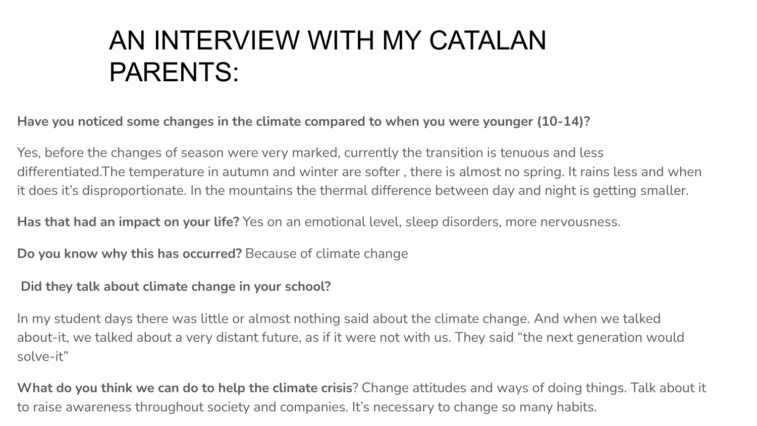# AN INTERVIEW WITH MY CATALAN PARENTS:

**Have you noticed some changes in the climate compared to when you were younger (10-14)?**

Yes, before the changes of season were very marked, currently the transition is tenuous and less differentiated.The temperature in autumn and winter are softer , there is almost no spring. It rains less and when it does it's disproportionate. In the mountains the thermal difference between day and night is getting smaller.

**Has that had an impact on your life?** Yes on an emotional level, sleep disorders, more nervousness.

**Do you know why this has occurred?** Because of climate change

**Did they talk about climate change in your school?**

In my student days there was little or almost nothing said about the climate change. And when we talked about-it, we talked about a very distant future, as if it were not with us. They said "the next generation would solve-it"

**What do you think we can do to help the climate crisis**? Change attitudes and ways of doing things. Talk about it to raise awareness throughout society and companies. It's necessary to change so many habits.